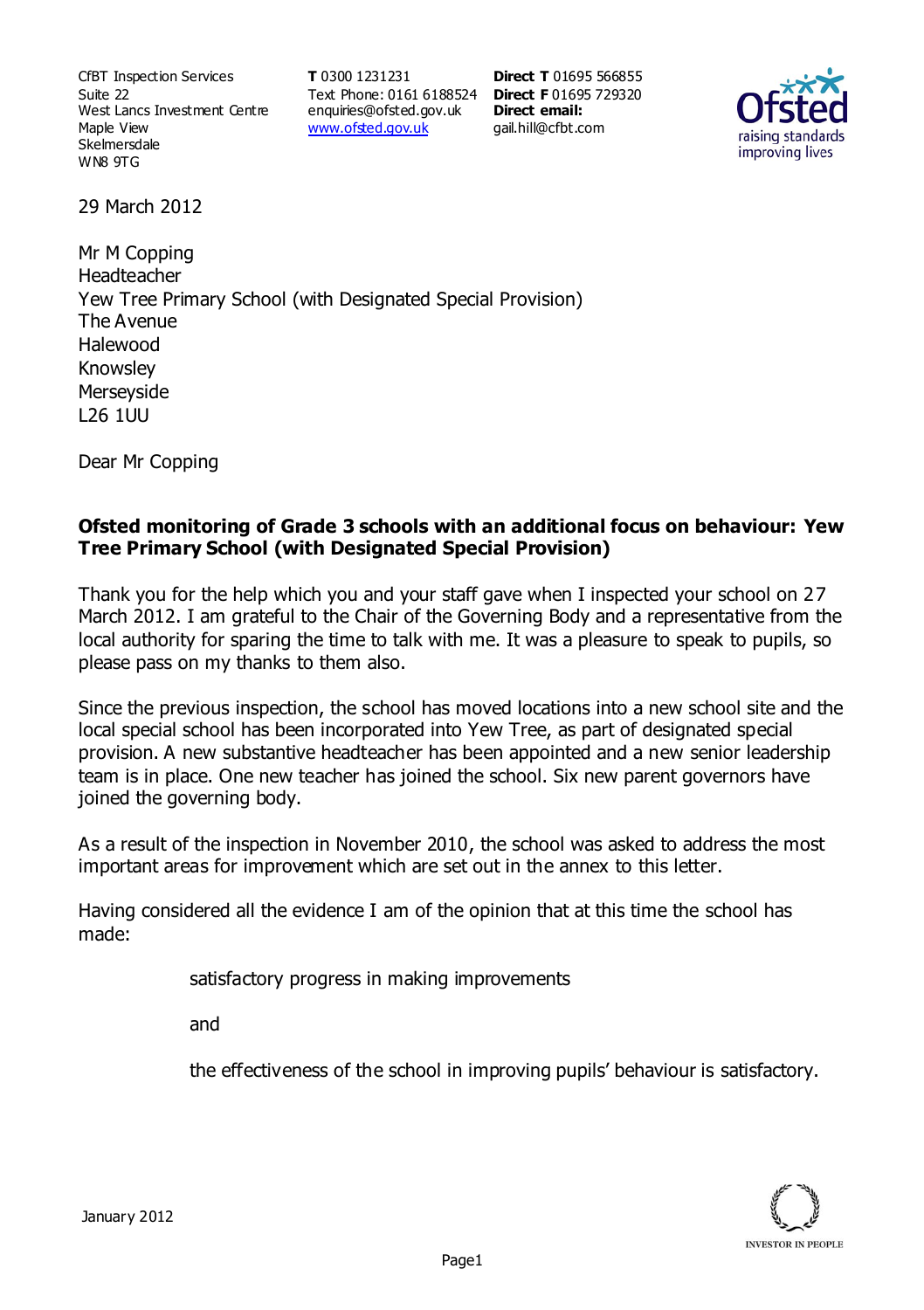CfBT Inspection Services
Suite 22
West Lancs Investment Centre
Maple View
Skelmersdale
WN8 9TG

**T** 0300 1231231
Text Phone: 0161 6188524
enquiries@ofsted.gov.uk
www.ofsted.gov.uk

**Direct T** 01695 566855
**Direct F** 01695 729320
**Direct email:**
gail.hill@cfbt.com

29 March 2012

Mr M Copping
Headteacher
Yew Tree Primary School (with Designated Special Provision)
The Avenue
Halewood
Knowsley
Merseyside
L26 1UU

Dear Mr Copping

**Ofsted monitoring of Grade 3 schools with an additional focus on behaviour: Yew Tree Primary School (with Designated Special Provision)**

Thank you for the help which you and your staff gave when I inspected your school on 27 March 2012. I am grateful to the Chair of the Governing Body and a representative from the local authority for sparing the time to talk with me. It was a pleasure to speak to pupils, so please pass on my thanks to them also.

Since the previous inspection, the school has moved locations into a new school site and the local special school has been incorporated into Yew Tree, as part of designated special provision. A new substantive headteacher has been appointed and a new senior leadership team is in place. One new teacher has joined the school. Six new parent governors have joined the governing body.

As a result of the inspection in November 2010, the school was asked to address the most important areas for improvement which are set out in the annex to this letter.

Having considered all the evidence I am of the opinion that at this time the school has made:

satisfactory progress in making improvements

and

the effectiveness of the school in improving pupils' behaviour is satisfactory.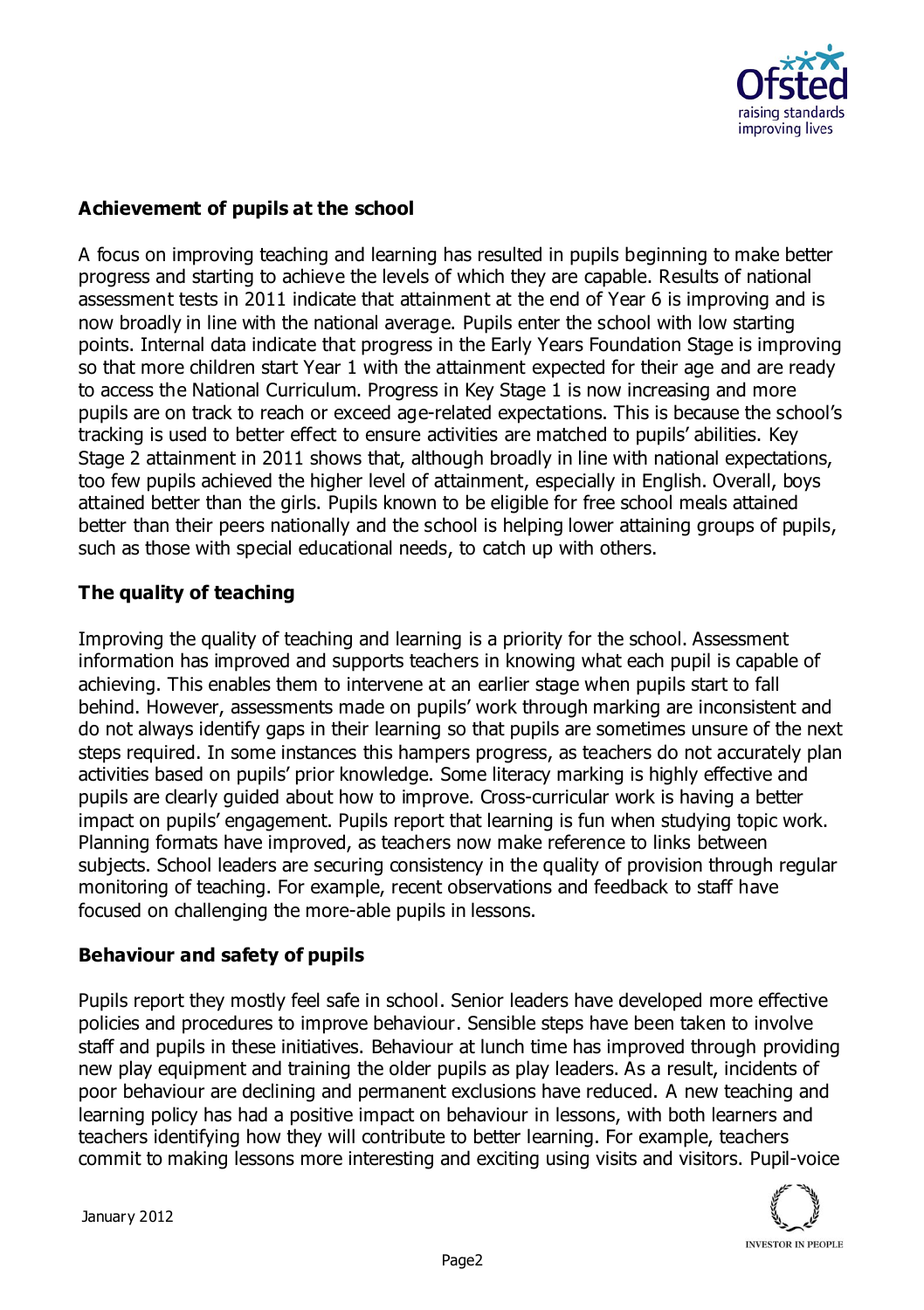## Achievement of pupils at the school

A focus on improving teaching and learning has resulted in pupils beginning to make better progress and starting to achieve the levels of which they are capable. Results of national assessment tests in 2011 indicate that attainment at the end of Year 6 is improving and is now broadly in line with the national average. Pupils enter the school with low starting points. Internal data indicate that progress in the Early Years Foundation Stage is improving so that more children start Year 1 with the attainment expected for their age and are ready to access the National Curriculum. Progress in Key Stage 1 is now increasing and more pupils are on track to reach or exceed age-related expectations. This is because the school's tracking is used to better effect to ensure activities are matched to pupils' abilities. Key Stage 2 attainment in 2011 shows that, although broadly in line with national expectations, too few pupils achieved the higher level of attainment, especially in English. Overall, boys attained better than the girls. Pupils known to be eligible for free school meals attained better than their peers nationally and the school is helping lower attaining groups of pupils, such as those with special educational needs, to catch up with others.

## The quality of teaching

Improving the quality of teaching and learning is a priority for the school. Assessment information has improved and supports teachers in knowing what each pupil is capable of achieving. This enables them to intervene at an earlier stage when pupils start to fall behind. However, assessments made on pupils' work through marking are inconsistent and do not always identify gaps in their learning so that pupils are sometimes unsure of the next steps required. In some instances this hampers progress, as teachers do not accurately plan activities based on pupils' prior knowledge. Some literacy marking is highly effective and pupils are clearly guided about how to improve. Cross-curricular work is having a better impact on pupils' engagement. Pupils report that learning is fun when studying topic work. Planning formats have improved, as teachers now make reference to links between subjects. School leaders are securing consistency in the quality of provision through regular monitoring of teaching. For example, recent observations and feedback to staff have focused on challenging the more-able pupils in lessons.

## Behaviour and safety of pupils

Pupils report they mostly feel safe in school. Senior leaders have developed more effective policies and procedures to improve behaviour. Sensible steps have been taken to involve staff and pupils in these initiatives. Behaviour at lunch time has improved through providing new play equipment and training the older pupils as play leaders. As a result, incidents of poor behaviour are declining and permanent exclusions have reduced. A new teaching and learning policy has had a positive impact on behaviour in lessons, with both learners and teachers identifying how they will contribute to better learning. For example, teachers commit to making lessons more interesting and exciting using visits and visitors. Pupil-voice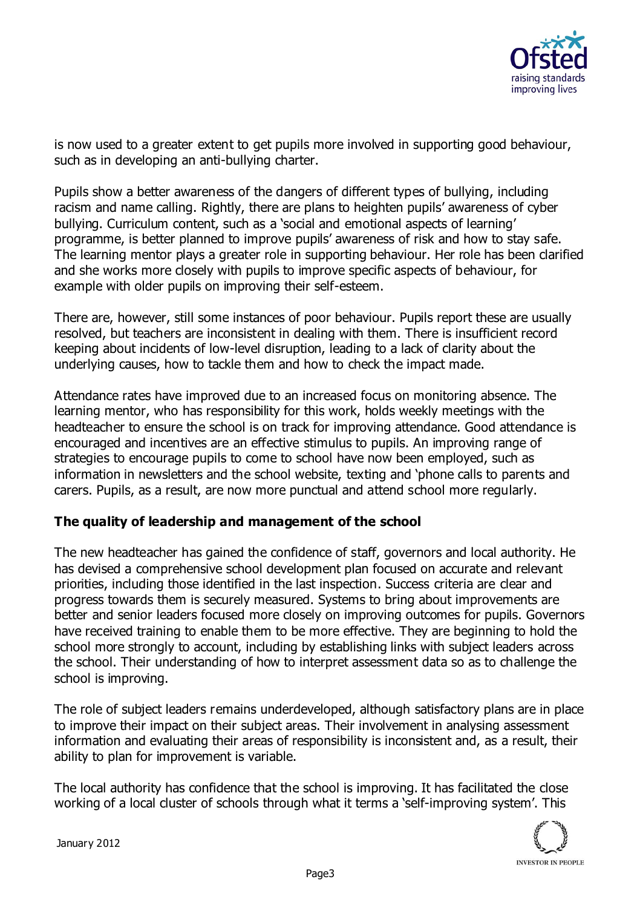is now used to a greater extent to get pupils more involved in supporting good behaviour, such as in developing an anti-bullying charter.

Pupils show a better awareness of the dangers of different types of bullying, including racism and name calling. Rightly, there are plans to heighten pupils' awareness of cyber bullying. Curriculum content, such as a 'social and emotional aspects of learning' programme, is better planned to improve pupils' awareness of risk and how to stay safe. The learning mentor plays a greater role in supporting behaviour. Her role has been clarified and she works more closely with pupils to improve specific aspects of behaviour, for example with older pupils on improving their self-esteem.

There are, however, still some instances of poor behaviour. Pupils report these are usually resolved, but teachers are inconsistent in dealing with them. There is insufficient record keeping about incidents of low-level disruption, leading to a lack of clarity about the underlying causes, how to tackle them and how to check the impact made.

Attendance rates have improved due to an increased focus on monitoring absence. The learning mentor, who has responsibility for this work, holds weekly meetings with the headteacher to ensure the school is on track for improving attendance. Good attendance is encouraged and incentives are an effective stimulus to pupils. An improving range of strategies to encourage pupils to come to school have now been employed, such as information in newsletters and the school website, texting and 'phone calls to parents and carers. Pupils, as a result, are now more punctual and attend school more regularly.

**The quality of leadership and management of the school**

The new headteacher has gained the confidence of staff, governors and local authority. He has devised a comprehensive school development plan focused on accurate and relevant priorities, including those identified in the last inspection. Success criteria are clear and progress towards them is securely measured. Systems to bring about improvements are better and senior leaders focused more closely on improving outcomes for pupils. Governors have received training to enable them to be more effective. They are beginning to hold the school more strongly to account, including by establishing links with subject leaders across the school. Their understanding of how to interpret assessment data so as to challenge the school is improving.

The role of subject leaders remains underdeveloped, although satisfactory plans are in place to improve their impact on their subject areas. Their involvement in analysing assessment information and evaluating their areas of responsibility is inconsistent and, as a result, their ability to plan for improvement is variable.

The local authority has confidence that the school is improving. It has facilitated the close working of a local cluster of schools through what it terms a 'self-improving system'. This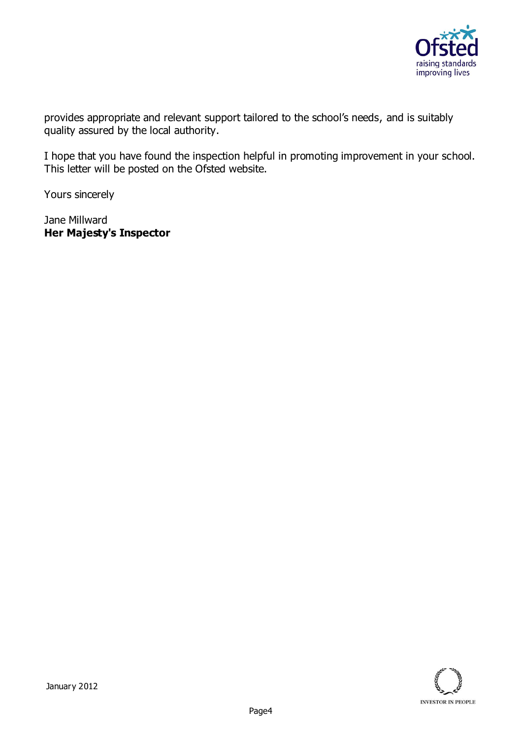provides appropriate and relevant support tailored to the school's needs, and is suitably quality assured by the local authority.

I hope that you have found the inspection helpful in promoting improvement in your school. This letter will be posted on the Ofsted website.

Yours sincerely

Jane Millward
**Her Majesty's Inspector**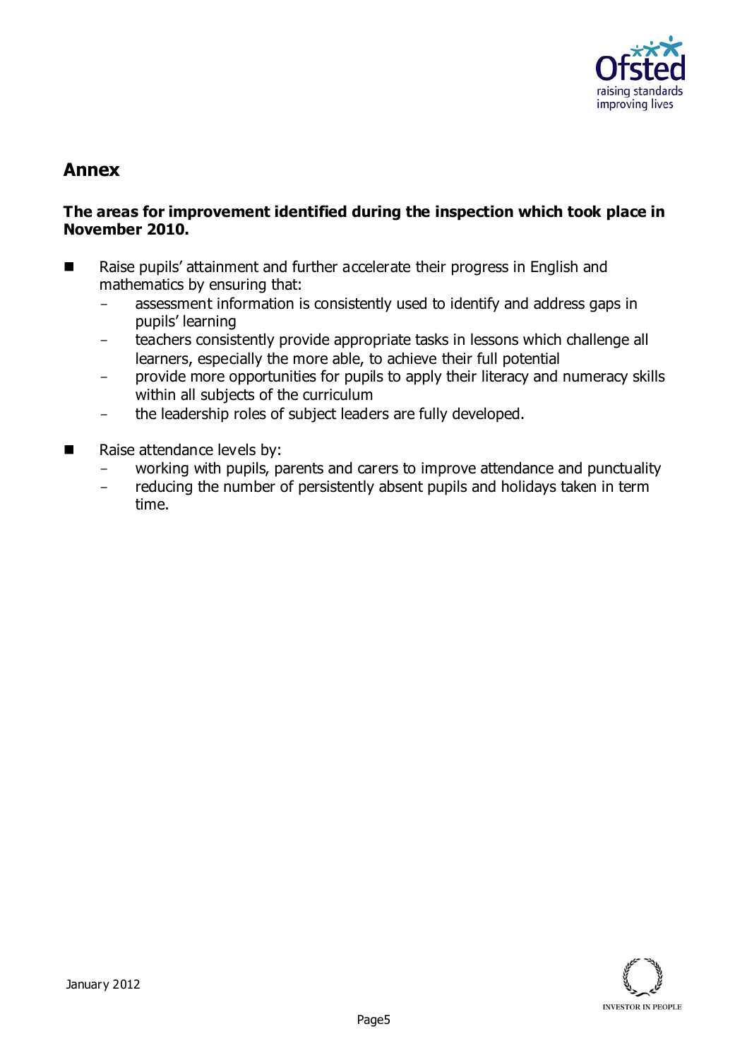## Annex

**The areas for improvement identified during the inspection which took place in November 2010.**

- Raise pupils' attainment and further accelerate their progress in English and mathematics by ensuring that:
  - assessment information is consistently used to identify and address gaps in pupils' learning
  - teachers consistently provide appropriate tasks in lessons which challenge all learners, especially the more able, to achieve their full potential
  - provide more opportunities for pupils to apply their literacy and numeracy skills within all subjects of the curriculum
  - the leadership roles of subject leaders are fully developed.
- Raise attendance levels by:
  - working with pupils, parents and carers to improve attendance and punctuality
  - reducing the number of persistently absent pupils and holidays taken in term time.